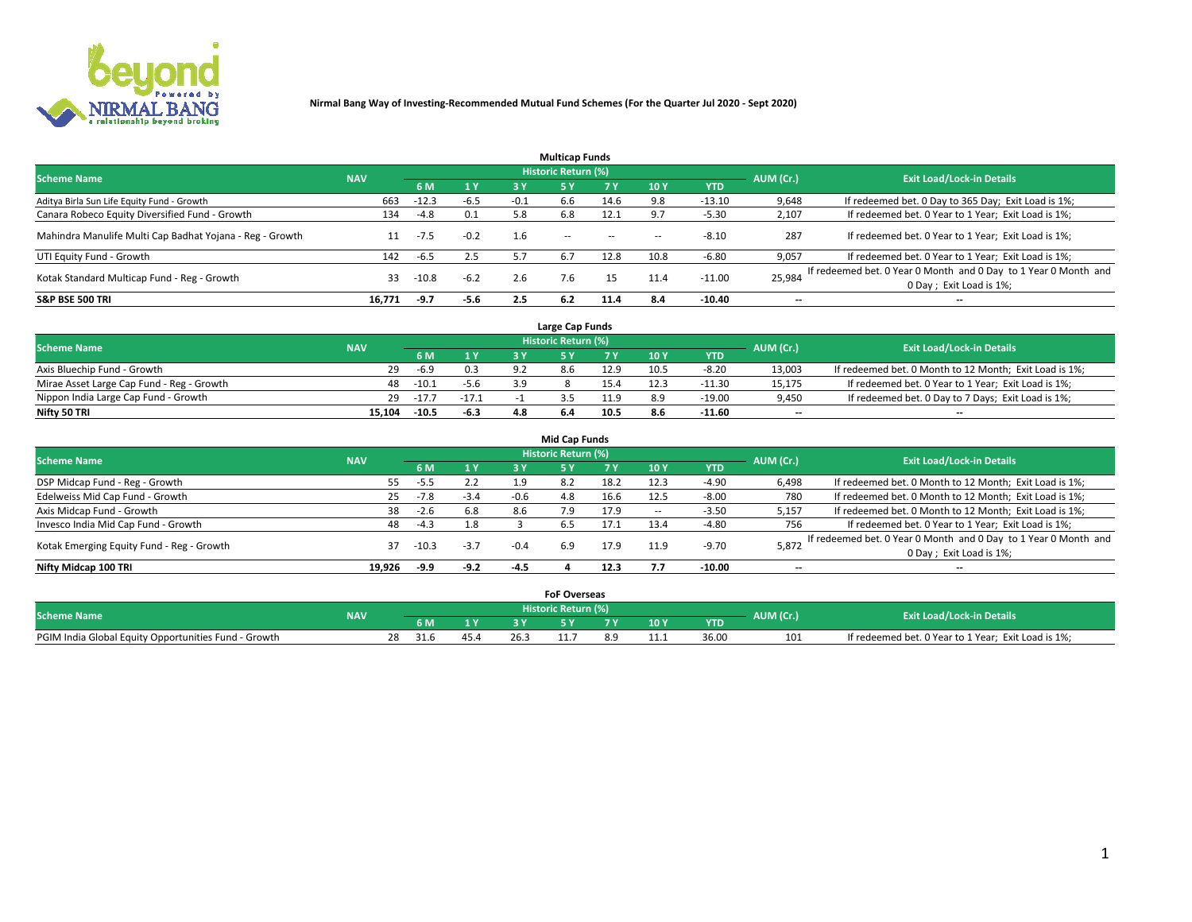**Nirmal Bang Way of Investing-Recommended Mutual Fund Schemes (For the Quarter Jul 2020 - Sept 2020)**

## Multicap Funds

| Scheme Name | NAV | Historic Return (%) | | | | | | | AUM (Cr.) | Exit Load/Lock-in Details |
|---|---|---|---|---|---|---|---|---|---|---|
| | | 6 M | 1 Y | 3 Y | 5 Y | 7 Y | 10 Y | YTD | | |
| Aditya Birla Sun Life Equity Fund - Growth | 663 | -12.3 | -6.5 | -0.1 | 6.6 | 14.6 | 9.8 | -13.10 | 9,648 | If redeemed bet. 0 Day to 365 Day; Exit Load is 1%; |
| Canara Robeco Equity Diversified Fund - Growth | 134 | -4.8 | 0.1 | 5.8 | 6.8 | 12.1 | 9.7 | -5.30 | 2,107 | If redeemed bet. 0 Year to 1 Year; Exit Load is 1%; |
| Mahindra Manulife Multi Cap Badhat Yojana - Reg - Growth | 11 | -7.5 | -0.2 | 1.6 | -- | -- | -- | -8.10 | 287 | If redeemed bet. 0 Year to 1 Year; Exit Load is 1%; |
| UTI Equity Fund - Growth | 142 | -6.5 | 2.5 | 5.7 | 6.7 | 12.8 | 10.8 | -6.80 | 9,057 | If redeemed bet. 0 Year to 1 Year; Exit Load is 1%; |
| Kotak Standard Multicap Fund - Reg - Growth | 33 | -10.8 | -6.2 | 2.6 | 7.6 | 15 | 11.4 | -11.00 | 25,984 | If redeemed bet. 0 Year 0 Month and 0 Day to 1 Year 0 Month and 0 Day ; Exit Load is 1%; |
| **S&P BSE 500 TRI** | **16,771** | **-9.7** | **-5.6** | **2.5** | **6.2** | **11.4** | **8.4** | **-10.40** | **--** | **--** |

## Large Cap Funds

| Scheme Name | NAV | Historic Return (%) | | | | | | | AUM (Cr.) | Exit Load/Lock-in Details |
|---|---|---|---|---|---|---|---|---|---|---|
| | | 6 M | 1 Y | 3 Y | 5 Y | 7 Y | 10 Y | YTD | | |
| Axis Bluechip Fund - Growth | 29 | -6.9 | 0.3 | 9.2 | 8.6 | 12.9 | 10.5 | -8.20 | 13,003 | If redeemed bet. 0 Month to 12 Month; Exit Load is 1%; |
| Mirae Asset Large Cap Fund - Reg - Growth | 48 | -10.1 | -5.6 | 3.9 | 8 | 15.4 | 12.3 | -11.30 | 15,175 | If redeemed bet. 0 Year to 1 Year; Exit Load is 1%; |
| Nippon India Large Cap Fund - Growth | 29 | -17.7 | -17.1 | -1 | 3.5 | 11.9 | 8.9 | -19.00 | 9,450 | If redeemed bet. 0 Day to 7 Days; Exit Load is 1%; |
| **Nifty 50 TRI** | **15,104** | **-10.5** | **-6.3** | **4.8** | **6.4** | **10.5** | **8.6** | **-11.60** | **--** | **--** |

## Mid Cap Funds

| Scheme Name | NAV | Historic Return (%) | | | | | | | AUM (Cr.) | Exit Load/Lock-in Details |
|---|---|---|---|---|---|---|---|---|---|---|
| | | 6 M | 1 Y | 3 Y | 5 Y | 7 Y | 10 Y | YTD | | |
| DSP Midcap Fund - Reg - Growth | 55 | -5.5 | 2.2 | 1.9 | 8.2 | 18.2 | 12.3 | -4.90 | 6,498 | If redeemed bet. 0 Month to 12 Month; Exit Load is 1%; |
| Edelweiss Mid Cap Fund - Growth | 25 | -7.8 | -3.4 | -0.6 | 4.8 | 16.6 | 12.5 | -8.00 | 780 | If redeemed bet. 0 Month to 12 Month; Exit Load is 1%; |
| Axis Midcap Fund - Growth | 38 | -2.6 | 6.8 | 8.6 | 7.9 | 17.9 | -- | -3.50 | 5,157 | If redeemed bet. 0 Month to 12 Month; Exit Load is 1%; |
| Invesco India Mid Cap Fund - Growth | 48 | -4.3 | 1.8 | 3 | 6.5 | 17.1 | 13.4 | -4.80 | 756 | If redeemed bet. 0 Year to 1 Year; Exit Load is 1%; |
| Kotak Emerging Equity Fund - Reg - Growth | 37 | -10.3 | -3.7 | -0.4 | 6.9 | 17.9 | 11.9 | -9.70 | 5,872 | If redeemed bet. 0 Year 0 Month and 0 Day to 1 Year 0 Month and 0 Day ; Exit Load is 1%; |
| **Nifty Midcap 100 TRI** | **19,926** | **-9.9** | **-9.2** | **-4.5** | **4** | **12.3** | **7.7** | **-10.00** | **--** | **--** |

## FoF Overseas

| Scheme Name | NAV | Historic Return (%) | | | | | | | AUM (Cr.) | Exit Load/Lock-in Details |
|---|---|---|---|---|---|---|---|---|---|---|
| | | 6 M | 1 Y | 3 Y | 5 Y | 7 Y | 10 Y | YTD | | |
| PGIM India Global Equity Opportunities Fund - Growth | 28 | 31.6 | 45.4 | 26.3 | 11.7 | 8.9 | 11.1 | 36.00 | 101 | If redeemed bet. 0 Year to 1 Year; Exit Load is 1%; |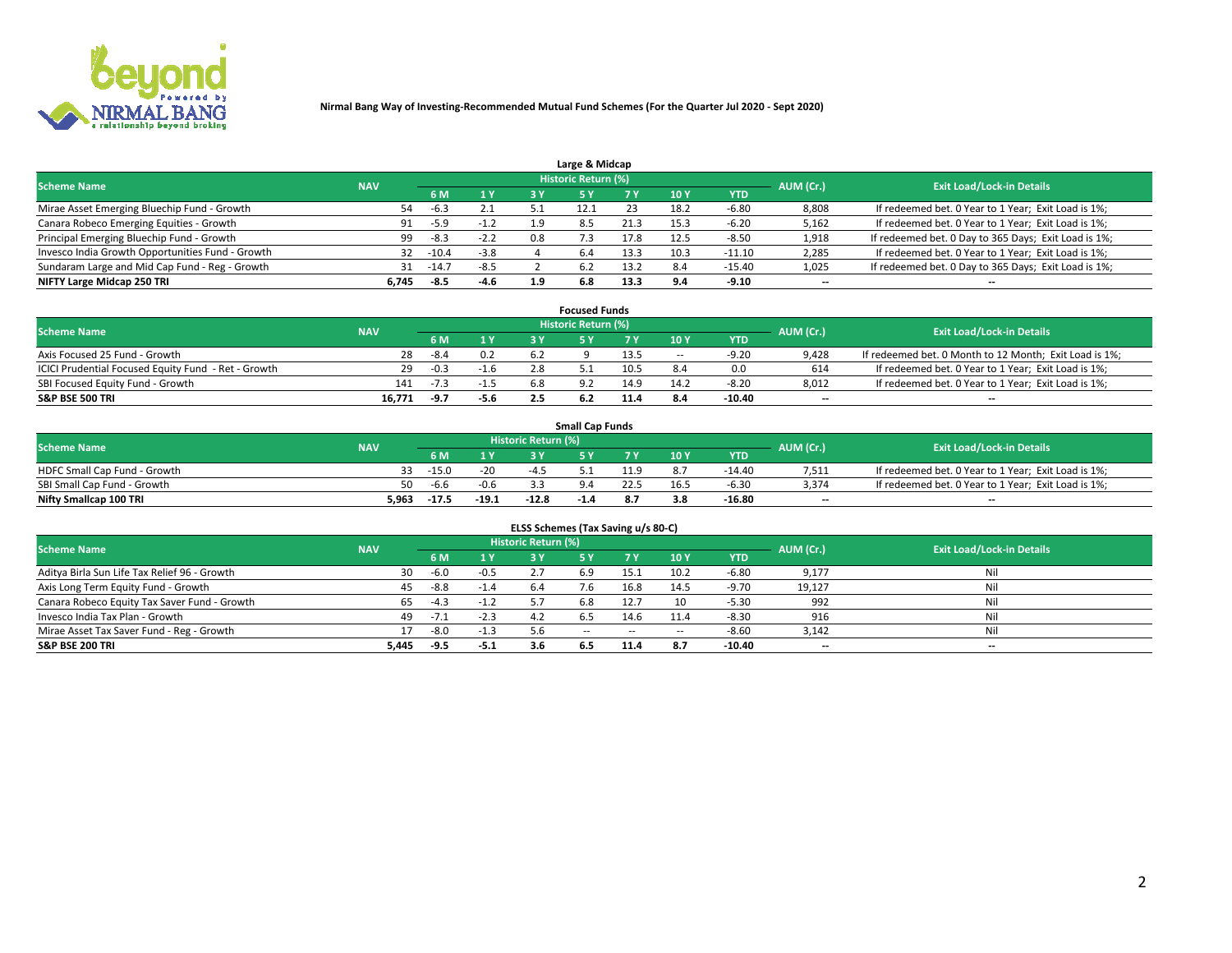**Nirmal Bang Way of Investing-Recommended Mutual Fund Schemes (For the Quarter Jul 2020 - Sept 2020)**

### Large & Midcap

| Scheme Name | NAV | Historic Return (%) | | | | | | | AUM (Cr.) | Exit Load/Lock-in Details |
|---|---|---|---|---|---|---|---|---|---|---|
| | | 6 M | 1 Y | 3 Y | 5 Y | 7 Y | 10 Y | YTD | | |
| Mirae Asset Emerging Bluechip Fund - Growth | 54 | -6.3 | 2.1 | 5.1 | 12.1 | 23 | 18.2 | -6.80 | 8,808 | If redeemed bet. 0 Year to 1 Year; Exit Load is 1%; |
| Canara Robeco Emerging Equities - Growth | 91 | -5.9 | -1.2 | 1.9 | 8.5 | 21.3 | 15.3 | -6.20 | 5,162 | If redeemed bet. 0 Year to 1 Year; Exit Load is 1%; |
| Principal Emerging Bluechip Fund - Growth | 99 | -8.3 | -2.2 | 0.8 | 7.3 | 17.8 | 12.5 | -8.50 | 1,918 | If redeemed bet. 0 Day to 365 Days; Exit Load is 1%; |
| Invesco India Growth Opportunities Fund - Growth | 32 | -10.4 | -3.8 | 4 | 6.4 | 13.3 | 10.3 | -11.10 | 2,285 | If redeemed bet. 0 Year to 1 Year; Exit Load is 1%; |
| Sundaram Large and Mid Cap Fund - Reg - Growth | 31 | -14.7 | -8.5 | 2 | 6.2 | 13.2 | 8.4 | -15.40 | 1,025 | If redeemed bet. 0 Day to 365 Days; Exit Load is 1%; |
| **NIFTY Large Midcap 250 TRI** | **6,745** | **-8.5** | **-4.6** | **1.9** | **6.8** | **13.3** | **9.4** | **-9.10** | -- | -- |

### Focused Funds

| Scheme Name | NAV | Historic Return (%) | | | | | | | AUM (Cr.) | Exit Load/Lock-in Details |
|---|---|---|---|---|---|---|---|---|---|---|
| | | 6 M | 1 Y | 3 Y | 5 Y | 7 Y | 10 Y | YTD | | |
| Axis Focused 25 Fund - Growth | 28 | -8.4 | 0.2 | 6.2 | 9 | 13.5 | -- | -9.20 | 9,428 | If redeemed bet. 0 Month to 12 Month; Exit Load is 1%; |
| ICICI Prudential Focused Equity Fund - Ret - Growth | 29 | -0.3 | -1.6 | 2.8 | 5.1 | 10.5 | 8.4 | 0.0 | 614 | If redeemed bet. 0 Year to 1 Year; Exit Load is 1%; |
| SBI Focused Equity Fund - Growth | 141 | -7.3 | -1.5 | 6.8 | 9.2 | 14.9 | 14.2 | -8.20 | 8,012 | If redeemed bet. 0 Year to 1 Year; Exit Load is 1%; |
| **S&P BSE 500 TRI** | **16,771** | **-9.7** | **-5.6** | **2.5** | **6.2** | **11.4** | **8.4** | **-10.40** | -- | -- |

### Small Cap Funds

| Scheme Name | NAV | Historic Return (%) | | | | | | | AUM (Cr.) | Exit Load/Lock-in Details |
|---|---|---|---|---|---|---|---|---|---|---|
| | | 6 M | 1 Y | 3 Y | 5 Y | 7 Y | 10 Y | YTD | | |
| HDFC Small Cap Fund - Growth | 33 | -15.0 | -20 | -4.5 | 5.1 | 11.9 | 8.7 | -14.40 | 7,511 | If redeemed bet. 0 Year to 1 Year; Exit Load is 1%; |
| SBI Small Cap Fund - Growth | 50 | -6.6 | -0.6 | 3.3 | 9.4 | 22.5 | 16.5 | -6.30 | 3,374 | If redeemed bet. 0 Year to 1 Year; Exit Load is 1%; |
| **Nifty Smallcap 100 TRI** | **5,963** | **-17.5** | **-19.1** | **-12.8** | **-1.4** | **8.7** | **3.8** | **-16.80** | -- | -- |

### ELSS Schemes (Tax Saving u/s 80-C)

| Scheme Name | NAV | Historic Return (%) | | | | | | | AUM (Cr.) | Exit Load/Lock-in Details |
|---|---|---|---|---|---|---|---|---|---|---|
| | | 6 M | 1 Y | 3 Y | 5 Y | 7 Y | 10 Y | YTD | | |
| Aditya Birla Sun Life Tax Relief 96 - Growth | 30 | -6.0 | -0.5 | 2.7 | 6.9 | 15.1 | 10.2 | -6.80 | 9,177 | Nil |
| Axis Long Term Equity Fund - Growth | 45 | -8.8 | -1.4 | 6.4 | 7.6 | 16.8 | 14.5 | -9.70 | 19,127 | Nil |
| Canara Robeco Equity Tax Saver Fund - Growth | 65 | -4.3 | -1.2 | 5.7 | 6.8 | 12.7 | 10 | -5.30 | 992 | Nil |
| Invesco India Tax Plan - Growth | 49 | -7.1 | -2.3 | 4.2 | 6.5 | 14.6 | 11.4 | -8.30 | 916 | Nil |
| Mirae Asset Tax Saver Fund - Reg - Growth | 17 | -8.0 | -1.3 | 5.6 | -- | -- | -- | -8.60 | 3,142 | Nil |
| **S&P BSE 200 TRI** | **5,445** | **-9.5** | **-5.1** | **3.6** | **6.5** | **11.4** | **8.7** | **-10.40** | -- | -- |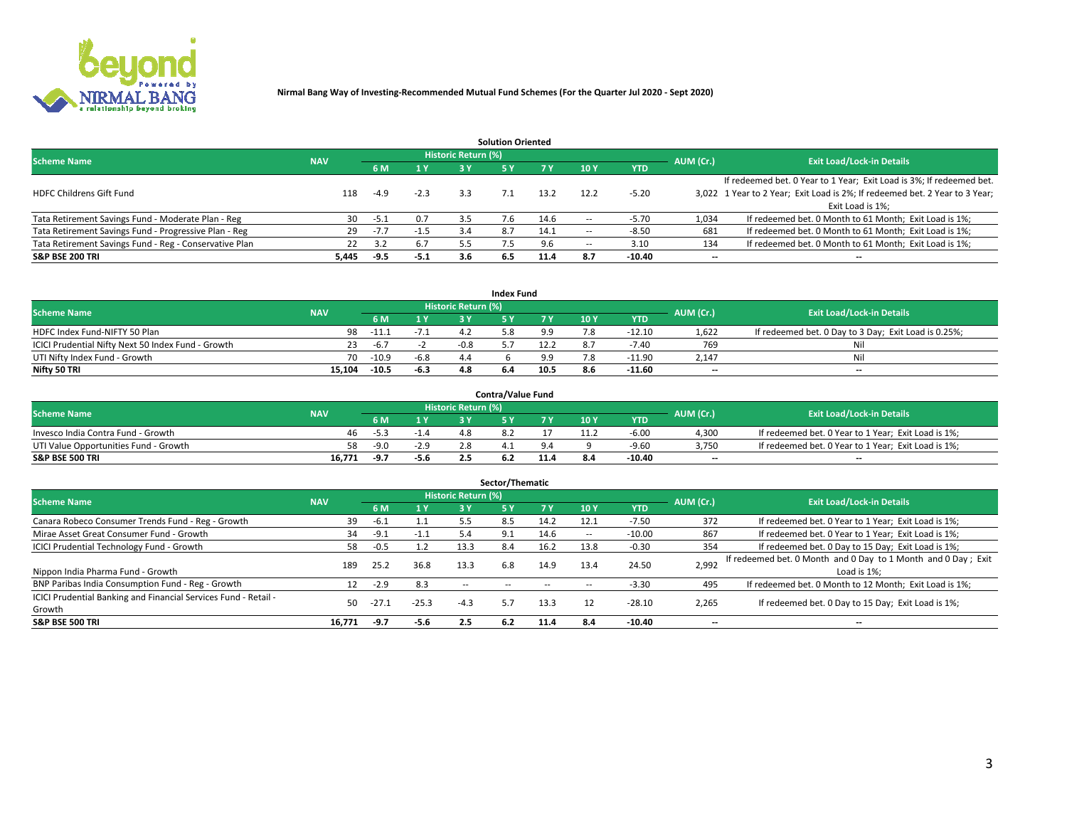**Nirmal Bang Way of Investing-Recommended Mutual Fund Schemes (For the Quarter Jul 2020 - Sept 2020)**

## Solution Oriented

| Scheme Name | NAV | Historic Return (%) | | | | | | | AUM (Cr.) | Exit Load/Lock-in Details |
|---|---|---|---|---|---|---|---|---|---|---|
| | | 6 M | 1 Y | 3 Y | 5 Y | 7 Y | 10 Y | YTD | | |
| HDFC Childrens Gift Fund | 118 | -4.9 | -2.3 | 3.3 | 7.1 | 13.2 | 12.2 | -5.20 | 3,022 | If redeemed bet. 0 Year to 1 Year; Exit Load is 3%; If redeemed bet. 1 Year to 2 Year; Exit Load is 2%; If redeemed bet. 2 Year to 3 Year; Exit Load is 1%; |
| Tata Retirement Savings Fund - Moderate Plan - Reg | 30 | -5.1 | 0.7 | 3.5 | 7.6 | 14.6 | -- | -5.70 | 1,034 | If redeemed bet. 0 Month to 61 Month; Exit Load is 1%; |
| Tata Retirement Savings Fund - Progressive Plan - Reg | 29 | -7.7 | -1.5 | 3.4 | 8.7 | 14.1 | -- | -8.50 | 681 | If redeemed bet. 0 Month to 61 Month; Exit Load is 1%; |
| Tata Retirement Savings Fund - Reg - Conservative Plan | 22 | 3.2 | 6.7 | 5.5 | 7.5 | 9.6 | -- | 3.10 | 134 | If redeemed bet. 0 Month to 61 Month; Exit Load is 1%; |
| **S&P BSE 200 TRI** | **5,445** | **-9.5** | **-5.1** | **3.6** | **6.5** | **11.4** | **8.7** | **-10.40** | **--** | **--** |

## Index Fund

| Scheme Name | NAV | Historic Return (%) | | | | | | | AUM (Cr.) | Exit Load/Lock-in Details |
|---|---|---|---|---|---|---|---|---|---|---|
| | | 6 M | 1 Y | 3 Y | 5 Y | 7 Y | 10 Y | YTD | | |
| HDFC Index Fund-NIFTY 50 Plan | 98 | -11.1 | -7.1 | 4.2 | 5.8 | 9.9 | 7.8 | -12.10 | 1,622 | If redeemed bet. 0 Day to 3 Day; Exit Load is 0.25%; |
| ICICI Prudential Nifty Next 50 Index Fund - Growth | 23 | -6.7 | -2 | -0.8 | 5.7 | 12.2 | 8.7 | -7.40 | 769 | Nil |
| UTI Nifty Index Fund - Growth | 70 | -10.9 | -6.8 | 4.4 | 6 | 9.9 | 7.8 | -11.90 | 2,147 | Nil |
| **Nifty 50 TRI** | **15,104** | **-10.5** | **-6.3** | **4.8** | **6.4** | **10.5** | **8.6** | **-11.60** | **--** | **--** |

## Contra/Value Fund

| Scheme Name | NAV | Historic Return (%) | | | | | | | AUM (Cr.) | Exit Load/Lock-in Details |
|---|---|---|---|---|---|---|---|---|---|---|
| | | 6 M | 1 Y | 3 Y | 5 Y | 7 Y | 10 Y | YTD | | |
| Invesco India Contra Fund - Growth | 46 | -5.3 | -1.4 | 4.8 | 8.2 | 17 | 11.2 | -6.00 | 4,300 | If redeemed bet. 0 Year to 1 Year; Exit Load is 1%; |
| UTI Value Opportunities Fund - Growth | 58 | -9.0 | -2.9 | 2.8 | 4.1 | 9.4 | 9 | -9.60 | 3,750 | If redeemed bet. 0 Year to 1 Year; Exit Load is 1%; |
| **S&P BSE 500 TRI** | **16,771** | **-9.7** | **-5.6** | **2.5** | **6.2** | **11.4** | **8.4** | **-10.40** | **--** | **--** |

## Sector/Thematic

| Scheme Name | NAV | Historic Return (%) | | | | | | | AUM (Cr.) | Exit Load/Lock-in Details |
|---|---|---|---|---|---|---|---|---|---|---|
| | | 6 M | 1 Y | 3 Y | 5 Y | 7 Y | 10 Y | YTD | | |
| Canara Robeco Consumer Trends Fund - Reg - Growth | 39 | -6.1 | 1.1 | 5.5 | 8.5 | 14.2 | 12.1 | -7.50 | 372 | If redeemed bet. 0 Year to 1 Year; Exit Load is 1%; |
| Mirae Asset Great Consumer Fund - Growth | 34 | -9.1 | -1.1 | 5.4 | 9.1 | 14.6 | -- | -10.00 | 867 | If redeemed bet. 0 Year to 1 Year; Exit Load is 1%; |
| ICICI Prudential Technology Fund - Growth | 58 | -0.5 | 1.2 | 13.3 | 8.4 | 16.2 | 13.8 | -0.30 | 354 | If redeemed bet. 0 Day to 15 Day; Exit Load is 1%; |
| Nippon India Pharma Fund - Growth | 189 | 25.2 | 36.8 | 13.3 | 6.8 | 14.9 | 13.4 | 24.50 | 2,992 | If redeemed bet. 0 Month and 0 Day to 1 Month and 0 Day ; Exit Load is 1%; |
| BNP Paribas India Consumption Fund - Reg - Growth | 12 | -2.9 | 8.3 | -- | -- | -- | -- | -3.30 | 495 | If redeemed bet. 0 Month to 12 Month; Exit Load is 1%; |
| ICICI Prudential Banking and Financial Services Fund - Retail - Growth | 50 | -27.1 | -25.3 | -4.3 | 5.7 | 13.3 | 12 | -28.10 | 2,265 | If redeemed bet. 0 Day to 15 Day; Exit Load is 1%; |
| **S&P BSE 500 TRI** | **16,771** | **-9.7** | **-5.6** | **2.5** | **6.2** | **11.4** | **8.4** | **-10.40** | **--** | **--** |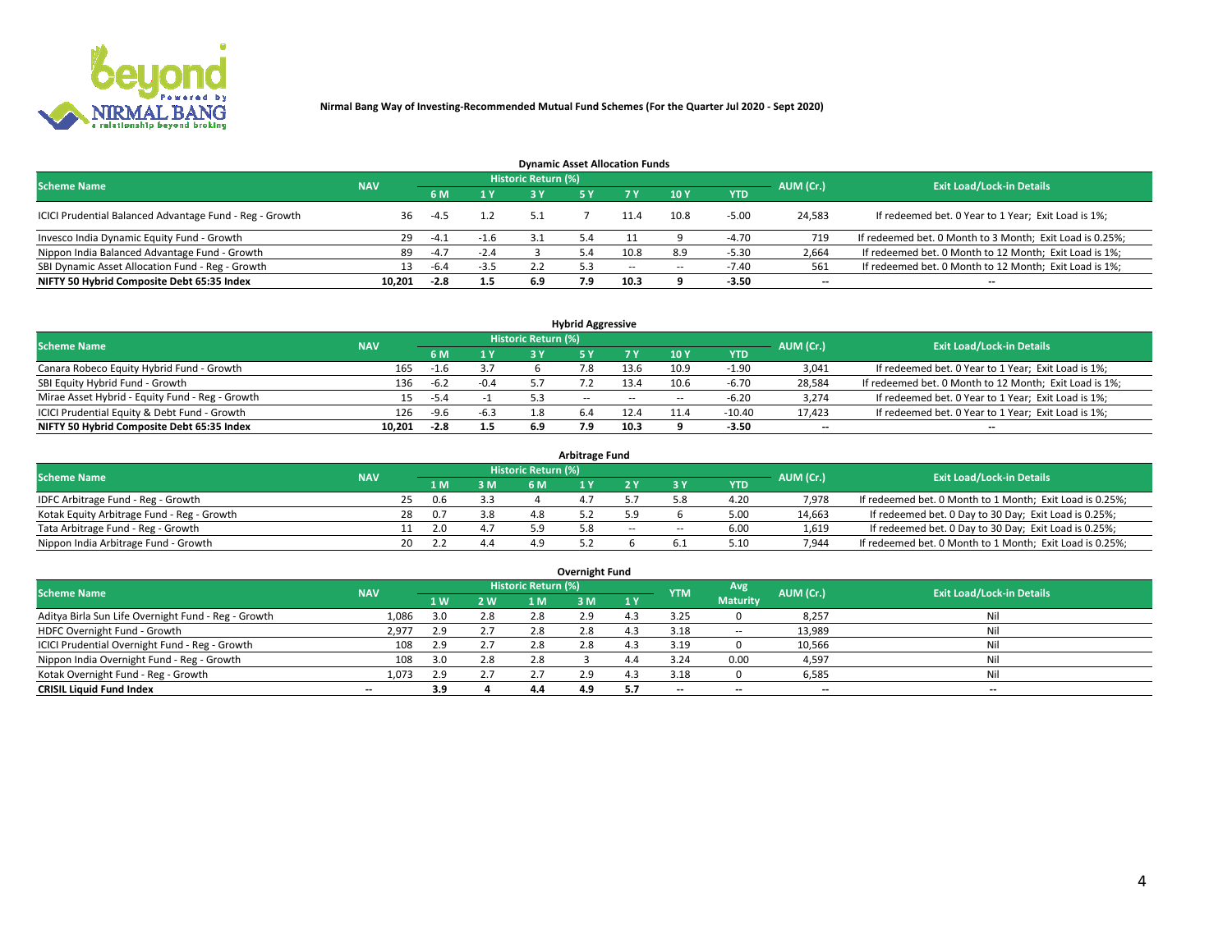**Nirmal Bang Way of Investing-Recommended Mutual Fund Schemes (For the Quarter Jul 2020 - Sept 2020)**

## Dynamic Asset Allocation Funds

| Scheme Name | NAV | Historic Return (%) | | | | | | | AUM (Cr.) | Exit Load/Lock-in Details |
|---|---|---|---|---|---|---|---|---|---|---|
| | | 6 M | 1 Y | 3 Y | 5 Y | 7 Y | 10 Y | YTD | | |
| ICICI Prudential Balanced Advantage Fund - Reg - Growth | 36 | -4.5 | 1.2 | 5.1 | 7 | 11.4 | 10.8 | -5.00 | 24,583 | If redeemed bet. 0 Year to 1 Year; Exit Load is 1%; |
| Invesco India Dynamic Equity Fund - Growth | 29 | -4.1 | -1.6 | 3.1 | 5.4 | 11 | 9 | -4.70 | 719 | If redeemed bet. 0 Month to 3 Month; Exit Load is 0.25%; |
| Nippon India Balanced Advantage Fund - Growth | 89 | -4.7 | -2.4 | 3 | 5.4 | 10.8 | 8.9 | -5.30 | 2,664 | If redeemed bet. 0 Month to 12 Month; Exit Load is 1%; |
| SBI Dynamic Asset Allocation Fund - Reg - Growth | 13 | -6.4 | -3.5 | 2.2 | 5.3 | -- | -- | -7.40 | 561 | If redeemed bet. 0 Month to 12 Month; Exit Load is 1%; |
| **NIFTY 50 Hybrid Composite Debt 65:35 Index** | **10,201** | **-2.8** | **1.5** | **6.9** | **7.9** | **10.3** | **9** | **-3.50** | **--** | **--** |

## Hybrid Aggressive

| Scheme Name | NAV | Historic Return (%) | | | | | | | AUM (Cr.) | Exit Load/Lock-in Details |
|---|---|---|---|---|---|---|---|---|---|---|
| | | 6 M | 1 Y | 3 Y | 5 Y | 7 Y | 10 Y | YTD | | |
| Canara Robeco Equity Hybrid Fund - Growth | 165 | -1.6 | 3.7 | 6 | 7.8 | 13.6 | 10.9 | -1.90 | 3,041 | If redeemed bet. 0 Year to 1 Year; Exit Load is 1%; |
| SBI Equity Hybrid Fund - Growth | 136 | -6.2 | -0.4 | 5.7 | 7.2 | 13.4 | 10.6 | -6.70 | 28,584 | If redeemed bet. 0 Month to 12 Month; Exit Load is 1%; |
| Mirae Asset Hybrid - Equity Fund - Reg - Growth | 15 | -5.4 | -1 | 5.3 | -- | -- | -- | -6.20 | 3,274 | If redeemed bet. 0 Year to 1 Year; Exit Load is 1%; |
| ICICI Prudential Equity & Debt Fund - Growth | 126 | -9.6 | -6.3 | 1.8 | 6.4 | 12.4 | 11.4 | -10.40 | 17,423 | If redeemed bet. 0 Year to 1 Year; Exit Load is 1%; |
| **NIFTY 50 Hybrid Composite Debt 65:35 Index** | **10,201** | **-2.8** | **1.5** | **6.9** | **7.9** | **10.3** | **9** | **-3.50** | **--** | **--** |

## Arbitrage Fund

| Scheme Name | NAV | Historic Return (%) | | | | | | | AUM (Cr.) | Exit Load/Lock-in Details |
|---|---|---|---|---|---|---|---|---|---|---|
| | | 1 M | 3 M | 6 M | 1 Y | 2 Y | 3 Y | YTD | | |
| IDFC Arbitrage Fund - Reg - Growth | 25 | 0.6 | 3.3 | 4 | 4.7 | 5.7 | 5.8 | 4.20 | 7,978 | If redeemed bet. 0 Month to 1 Month; Exit Load is 0.25%; |
| Kotak Equity Arbitrage Fund - Reg - Growth | 28 | 0.7 | 3.8 | 4.8 | 5.2 | 5.9 | 6 | 5.00 | 14,663 | If redeemed bet. 0 Day to 30 Day; Exit Load is 0.25%; |
| Tata Arbitrage Fund - Reg - Growth | 11 | 2.0 | 4.7 | 5.9 | 5.8 | -- | -- | 6.00 | 1,619 | If redeemed bet. 0 Day to 30 Day; Exit Load is 0.25%; |
| Nippon India Arbitrage Fund - Growth | 20 | 2.2 | 4.4 | 4.9 | 5.2 | 6 | 6.1 | 5.10 | 7,944 | If redeemed bet. 0 Month to 1 Month; Exit Load is 0.25%; |

## Overnight Fund

| Scheme Name | NAV | Historic Return (%) | | | | | YTM | Avg Maturity | AUM (Cr.) | Exit Load/Lock-in Details |
|---|---|---|---|---|---|---|---|---|---|---|
| | | 1 W | 2 W | 1 M | 3 M | 1 Y | | | | |
| Aditya Birla Sun Life Overnight Fund - Reg - Growth | 1,086 | 3.0 | 2.8 | 2.8 | 2.9 | 4.3 | 3.25 | 0 | 8,257 | Nil |
| HDFC Overnight Fund - Growth | 2,977 | 2.9 | 2.7 | 2.8 | 2.8 | 4.3 | 3.18 | -- | 13,989 | Nil |
| ICICI Prudential Overnight Fund - Reg - Growth | 108 | 2.9 | 2.7 | 2.8 | 2.8 | 4.3 | 3.19 | 0 | 10,566 | Nil |
| Nippon India Overnight Fund - Reg - Growth | 108 | 3.0 | 2.8 | 2.8 | 3 | 4.4 | 3.24 | 0.00 | 4,597 | Nil |
| Kotak Overnight Fund - Reg - Growth | 1,073 | 2.9 | 2.7 | 2.7 | 2.9 | 4.3 | 3.18 | 0 | 6,585 | Nil |
| **CRISIL Liquid Fund Index** | **--** | **3.9** | **4** | **4.4** | **4.9** | **5.7** | **--** | **--** | **--** | **--** |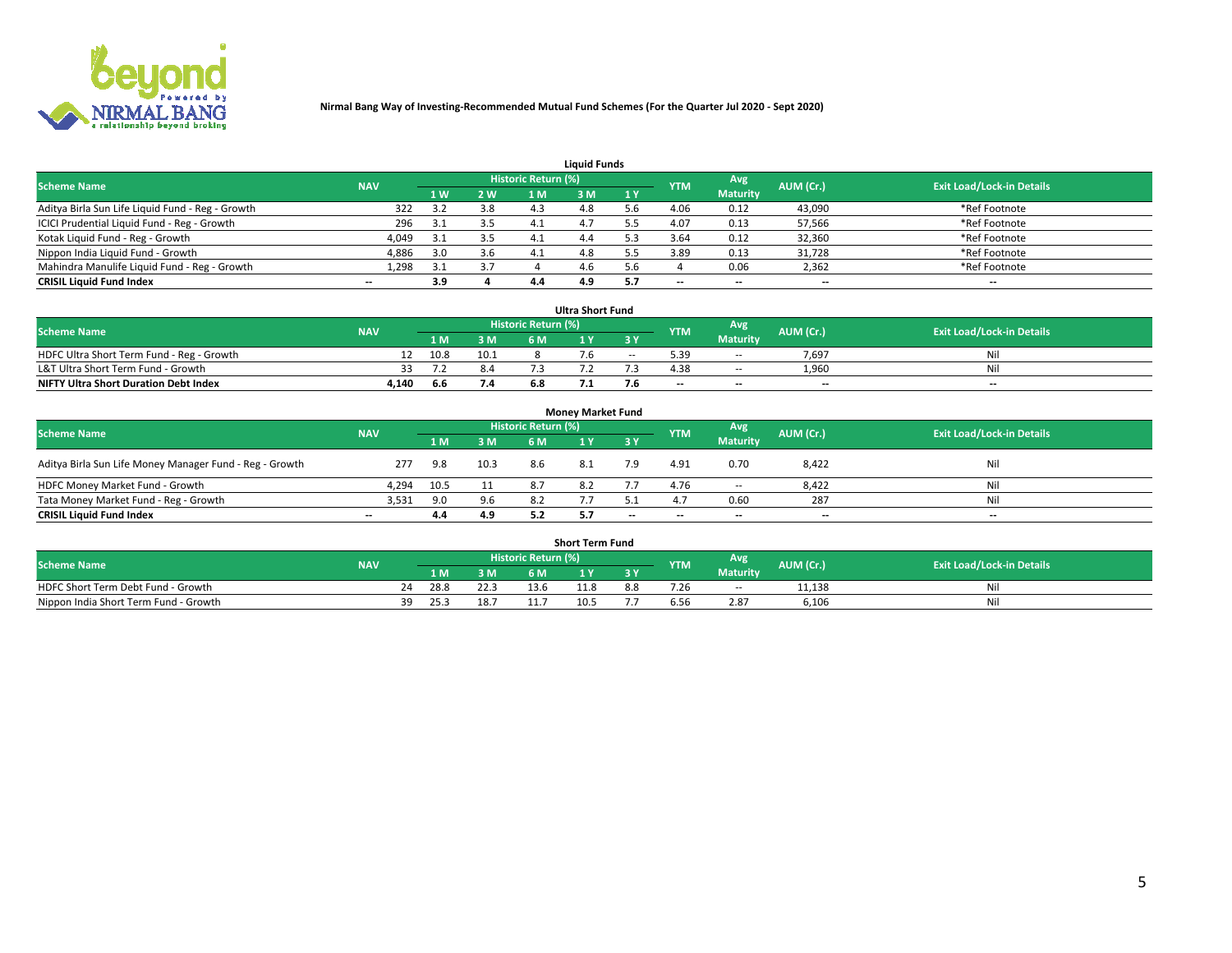**Nirmal Bang Way of Investing-Recommended Mutual Fund Schemes (For the Quarter Jul 2020 - Sept 2020)**

### Liquid Funds

| Scheme Name | NAV | Historic Return (%) | | | | | YTM | Avg Maturity | AUM (Cr.) | Exit Load/Lock-in Details |
|---|---|---|---|---|---|---|---|---|---|---|
| | | 1 W | 2 W | 1 M | 3 M | 1 Y | | | | |
| Aditya Birla Sun Life Liquid Fund - Reg - Growth | 322 | 3.2 | 3.8 | 4.3 | 4.8 | 5.6 | 4.06 | 0.12 | 43,090 | *Ref Footnote |
| ICICI Prudential Liquid Fund - Reg - Growth | 296 | 3.1 | 3.5 | 4.1 | 4.7 | 5.5 | 4.07 | 0.13 | 57,566 | *Ref Footnote |
| Kotak Liquid Fund - Reg - Growth | 4,049 | 3.1 | 3.5 | 4.1 | 4.4 | 5.3 | 3.64 | 0.12 | 32,360 | *Ref Footnote |
| Nippon India Liquid Fund - Growth | 4,886 | 3.0 | 3.6 | 4.1 | 4.8 | 5.5 | 3.89 | 0.13 | 31,728 | *Ref Footnote |
| Mahindra Manulife Liquid Fund - Reg - Growth | 1,298 | 3.1 | 3.7 | 4 | 4.6 | 5.6 | 4 | 0.06 | 2,362 | *Ref Footnote |
| **CRISIL Liquid Fund Index** | -- | **3.9** | **4** | **4.4** | **4.9** | **5.7** | -- | -- | -- | -- |

### Ultra Short Fund

| Scheme Name | NAV | Historic Return (%) | | | | | YTM | Avg Maturity | AUM (Cr.) | Exit Load/Lock-in Details |
|---|---|---|---|---|---|---|---|---|---|---|
| | | 1 M | 3 M | 6 M | 1 Y | 3 Y | | | | |
| HDFC Ultra Short Term Fund - Reg - Growth | 12 | 10.8 | 10.1 | 8 | 7.6 | -- | 5.39 | -- | 7,697 | Nil |
| L&T Ultra Short Term Fund - Growth | 33 | 7.2 | 8.4 | 7.3 | 7.2 | 7.3 | 4.38 | -- | 1,960 | Nil |
| **NIFTY Ultra Short Duration Debt Index** | **4,140** | **6.6** | **7.4** | **6.8** | **7.1** | **7.6** | -- | -- | -- | -- |

### Money Market Fund

| Scheme Name | NAV | Historic Return (%) | | | | | YTM | Avg Maturity | AUM (Cr.) | Exit Load/Lock-in Details |
|---|---|---|---|---|---|---|---|---|---|---|
| | | 1 M | 3 M | 6 M | 1 Y | 3 Y | | | | |
| Aditya Birla Sun Life Money Manager Fund - Reg - Growth | 277 | 9.8 | 10.3 | 8.6 | 8.1 | 7.9 | 4.91 | 0.70 | 8,422 | Nil |
| HDFC Money Market Fund - Growth | 4,294 | 10.5 | 11 | 8.7 | 8.2 | 7.7 | 4.76 | -- | 8,422 | Nil |
| Tata Money Market Fund - Reg - Growth | 3,531 | 9.0 | 9.6 | 8.2 | 7.7 | 5.1 | 4.7 | 0.60 | 287 | Nil |
| **CRISIL Liquid Fund Index** | -- | **4.4** | **4.9** | **5.2** | **5.7** | -- | -- | -- | -- | -- |

### Short Term Fund

| Scheme Name | NAV | Historic Return (%) | | | | | YTM | Avg Maturity | AUM (Cr.) | Exit Load/Lock-in Details |
|---|---|---|---|---|---|---|---|---|---|---|
| | | 1 M | 3 M | 6 M | 1 Y | 3 Y | | | | |
| HDFC Short Term Debt Fund - Growth | 24 | 28.8 | 22.3 | 13.6 | 11.8 | 8.8 | 7.26 | -- | 11,138 | Nil |
| Nippon India Short Term Fund - Growth | 39 | 25.3 | 18.7 | 11.7 | 10.5 | 7.7 | 6.56 | 2.87 | 6,106 | Nil |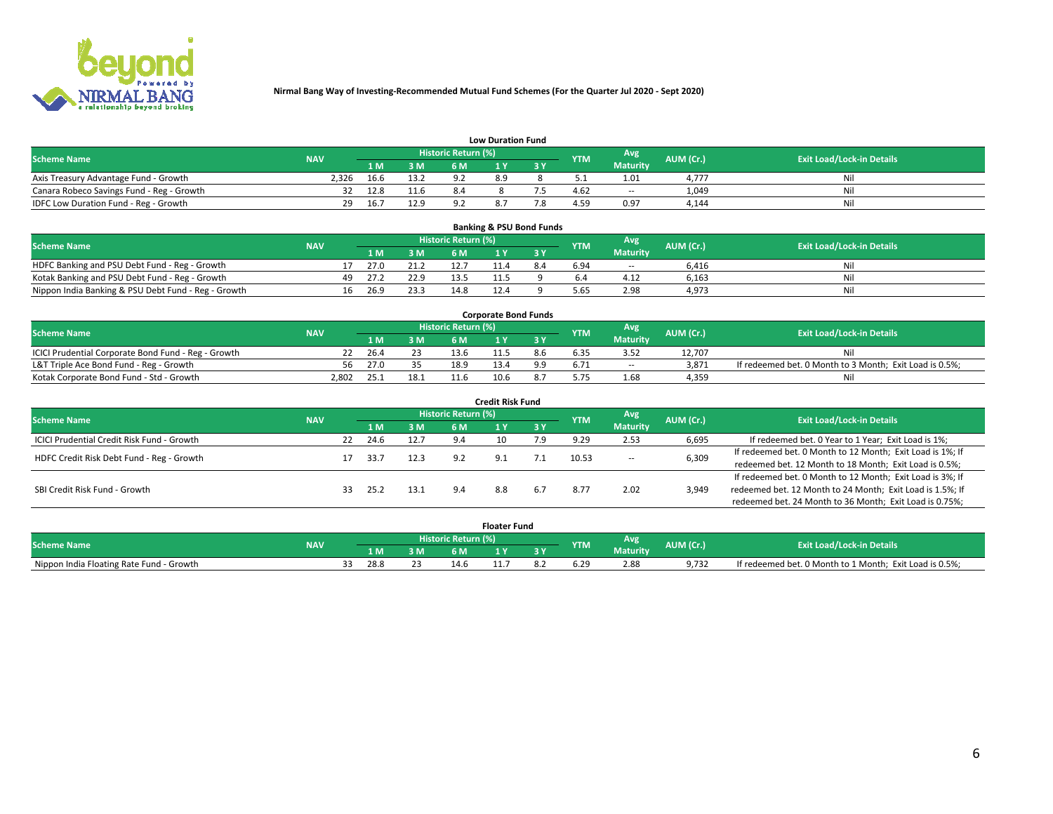**Nirmal Bang Way of Investing-Recommended Mutual Fund Schemes (For the Quarter Jul 2020 - Sept 2020)**

## Low Duration Fund

| Scheme Name | NAV | Historic Return (%) | | | | | YTM | Avg Maturity | AUM (Cr.) | Exit Load/Lock-in Details |
|---|---|---|---|---|---|---|---|---|---|---|
| | | 1 M | 3 M | 6 M | 1 Y | 3 Y | | | | |
| Axis Treasury Advantage Fund - Growth | 2,326 | 16.6 | 13.2 | 9.2 | 8.9 | 8 | 5.1 | 1.01 | 4,777 | Nil |
| Canara Robeco Savings Fund - Reg - Growth | 32 | 12.8 | 11.6 | 8.4 | 8 | 7.5 | 4.62 | -- | 1,049 | Nil |
| IDFC Low Duration Fund - Reg - Growth | 29 | 16.7 | 12.9 | 9.2 | 8.7 | 7.8 | 4.59 | 0.97 | 4,144 | Nil |

## Banking & PSU Bond Funds

| Scheme Name | NAV | Historic Return (%) | | | | | YTM | Avg Maturity | AUM (Cr.) | Exit Load/Lock-in Details |
|---|---|---|---|---|---|---|---|---|---|---|
| | | 1 M | 3 M | 6 M | 1 Y | 3 Y | | | | |
| HDFC Banking and PSU Debt Fund - Reg - Growth | 17 | 27.0 | 21.2 | 12.7 | 11.4 | 8.4 | 6.94 | -- | 6,416 | Nil |
| Kotak Banking and PSU Debt Fund - Reg - Growth | 49 | 27.2 | 22.9 | 13.5 | 11.5 | 9 | 6.4 | 4.12 | 6,163 | Nil |
| Nippon India Banking & PSU Debt Fund - Reg - Growth | 16 | 26.9 | 23.3 | 14.8 | 12.4 | 9 | 5.65 | 2.98 | 4,973 | Nil |

## Corporate Bond Funds

| Scheme Name | NAV | Historic Return (%) | | | | | YTM | Avg Maturity | AUM (Cr.) | Exit Load/Lock-in Details |
|---|---|---|---|---|---|---|---|---|---|---|
| | | 1 M | 3 M | 6 M | 1 Y | 3 Y | | | | |
| ICICI Prudential Corporate Bond Fund - Reg - Growth | 22 | 26.4 | 23 | 13.6 | 11.5 | 8.6 | 6.35 | 3.52 | 12,707 | Nil |
| L&T Triple Ace Bond Fund - Reg - Growth | 56 | 27.0 | 35 | 18.9 | 13.4 | 9.9 | 6.71 | -- | 3,871 | If redeemed bet. 0 Month to 3 Month; Exit Load is 0.5%; |
| Kotak Corporate Bond Fund - Std - Growth | 2,802 | 25.1 | 18.1 | 11.6 | 10.6 | 8.7 | 5.75 | 1.68 | 4,359 | Nil |

## Credit Risk Fund

| Scheme Name | NAV | Historic Return (%) | | | | | YTM | Avg Maturity | AUM (Cr.) | Exit Load/Lock-in Details |
|---|---|---|---|---|---|---|---|---|---|---|
| | | 1 M | 3 M | 6 M | 1 Y | 3 Y | | | | |
| ICICI Prudential Credit Risk Fund - Growth | 22 | 24.6 | 12.7 | 9.4 | 10 | 7.9 | 9.29 | 2.53 | 6,695 | If redeemed bet. 0 Year to 1 Year; Exit Load is 1%; |
| HDFC Credit Risk Debt Fund - Reg - Growth | 17 | 33.7 | 12.3 | 9.2 | 9.1 | 7.1 | 10.53 | -- | 6,309 | If redeemed bet. 0 Month to 12 Month; Exit Load is 1%; If redeemed bet. 12 Month to 18 Month; Exit Load is 0.5%; |
| SBI Credit Risk Fund - Growth | 33 | 25.2 | 13.1 | 9.4 | 8.8 | 6.7 | 8.77 | 2.02 | 3,949 | If redeemed bet. 0 Month to 12 Month; Exit Load is 3%; If redeemed bet. 12 Month to 24 Month; Exit Load is 1.5%; If redeemed bet. 24 Month to 36 Month; Exit Load is 0.75%; |

## Floater Fund

| Scheme Name | NAV | Historic Return (%) | | | | | YTM | Avg Maturity | AUM (Cr.) | Exit Load/Lock-in Details |
|---|---|---|---|---|---|---|---|---|---|---|
| | | 1 M | 3 M | 6 M | 1 Y | 3 Y | | | | |
| Nippon India Floating Rate Fund - Growth | 33 | 28.8 | 23 | 14.6 | 11.7 | 8.2 | 6.29 | 2.88 | 9,732 | If redeemed bet. 0 Month to 1 Month; Exit Load is 0.5%; |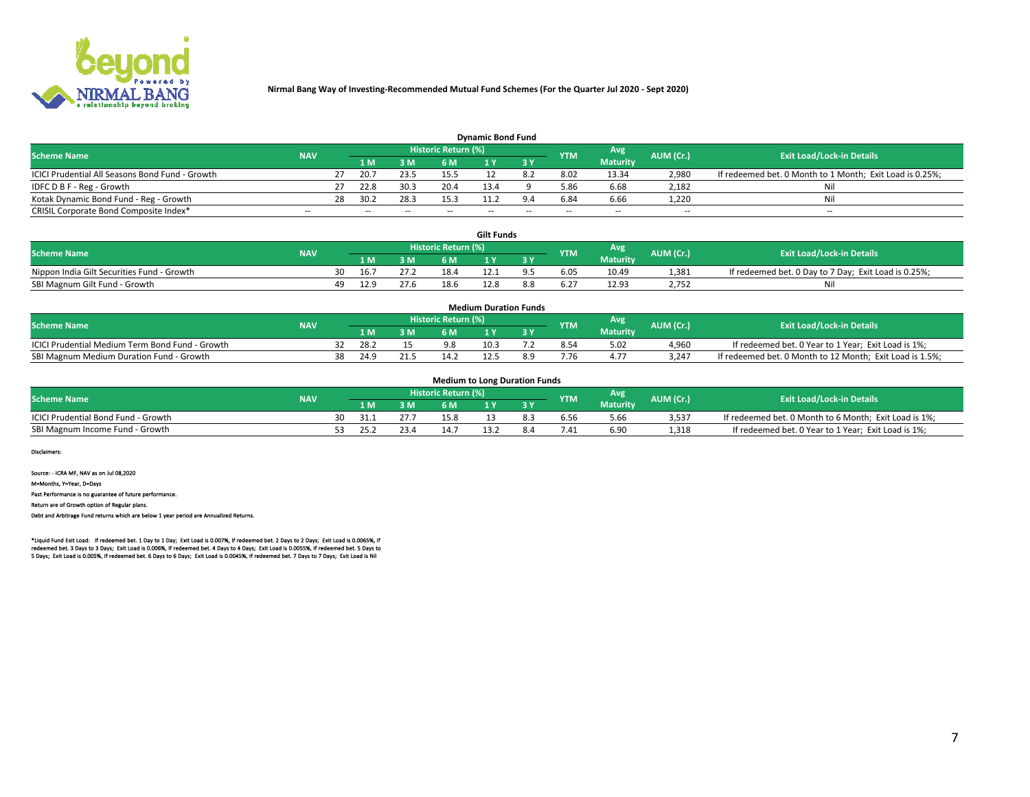**Nirmal Bang Way of Investing-Recommended Mutual Fund Schemes (For the Quarter Jul 2020 - Sept 2020)**

### Dynamic Bond Fund

| Scheme Name | NAV | Historic Return (%) | | | | | YTM | Avg Maturity | AUM (Cr.) | Exit Load/Lock-in Details |
|---|---|---|---|---|---|---|---|---|---|---|
| | | 1 M | 3 M | 6 M | 1 Y | 3 Y | | | | |
| ICICI Prudential All Seasons Bond Fund - Growth | 27 | 20.7 | 23.5 | 15.5 | 12 | 8.2 | 8.02 | 13.34 | 2,980 | If redeemed bet. 0 Month to 1 Month; Exit Load is 0.25%; |
| IDFC D B F - Reg - Growth | 27 | 22.8 | 30.3 | 20.4 | 13.4 | 9 | 5.86 | 6.68 | 2,182 | Nil |
| Kotak Dynamic Bond Fund - Reg - Growth | 28 | 30.2 | 28.3 | 15.3 | 11.2 | 9.4 | 6.84 | 6.66 | 1,220 | Nil |
| CRISIL Corporate Bond Composite Index* | -- | -- | -- | -- | -- | -- | -- | -- | -- | -- |

### Gilt Funds

| Scheme Name | NAV | Historic Return (%) | | | | | YTM | Avg Maturity | AUM (Cr.) | Exit Load/Lock-in Details |
|---|---|---|---|---|---|---|---|---|---|---|
| | | 1 M | 3 M | 6 M | 1 Y | 3 Y | | | | |
| Nippon India Gilt Securities Fund - Growth | 30 | 16.7 | 27.2 | 18.4 | 12.1 | 9.5 | 6.05 | 10.49 | 1,381 | If redeemed bet. 0 Day to 7 Day; Exit Load is 0.25%; |
| SBI Magnum Gilt Fund - Growth | 49 | 12.9 | 27.6 | 18.6 | 12.8 | 8.8 | 6.27 | 12.93 | 2,752 | Nil |

### Medium Duration Funds

| Scheme Name | NAV | Historic Return (%) | | | | | YTM | Avg Maturity | AUM (Cr.) | Exit Load/Lock-in Details |
|---|---|---|---|---|---|---|---|---|---|---|
| | | 1 M | 3 M | 6 M | 1 Y | 3 Y | | | | |
| ICICI Prudential Medium Term Bond Fund - Growth | 32 | 28.2 | 15 | 9.8 | 10.3 | 7.2 | 8.54 | 5.02 | 4,960 | If redeemed bet. 0 Year to 1 Year; Exit Load is 1%; |
| SBI Magnum Medium Duration Fund - Growth | 38 | 24.9 | 21.5 | 14.2 | 12.5 | 8.9 | 7.76 | 4.77 | 3,247 | If redeemed bet. 0 Month to 12 Month; Exit Load is 1.5%; |

### Medium to Long Duration Funds

| Scheme Name | NAV | Historic Return (%) | | | | | YTM | Avg Maturity | AUM (Cr.) | Exit Load/Lock-in Details |
|---|---|---|---|---|---|---|---|---|---|---|
| | | 1 M | 3 M | 6 M | 1 Y | 3 Y | | | | |
| ICICI Prudential Bond Fund - Growth | 30 | 31.1 | 27.7 | 15.8 | 13 | 8.3 | 6.56 | 5.66 | 3,537 | If redeemed bet. 0 Month to 6 Month; Exit Load is 1%; |
| SBI Magnum Income Fund - Growth | 53 | 25.2 | 23.4 | 14.7 | 13.2 | 8.4 | 7.41 | 6.90 | 1,318 | If redeemed bet. 0 Year to 1 Year; Exit Load is 1%; |

Disclaimers:

Source: - ICRA MF, NAV as on Jul 08,2020

M=Months, Y=Year, D=Days

Past Performance is no guarantee of future performance.

Return are of Growth option of Regular plans.

Debt and Arbitrage Fund returns which are below 1 year period are Annualized Returns.

*Liquid Fund Exit Load: If redeemed bet. 1 Day to 1 Day; Exit Load is 0.007%, If redeemed bet. 2 Days to 2 Days; Exit Load is 0.0065%, If redeemed bet. 3 Days to 3 Days; Exit Load is 0.006%, If redeemed bet. 4 Days to 4 Days; Exit Load is 0.0055%, If redeemed bet. 5 Days to 5 Days; Exit Load is 0.005%, If redeemed bet. 6 Days to 6 Days; Exit Load is 0.0045%, If redeemed bet. 7 Days to 7 Days; Exit Load is Nil